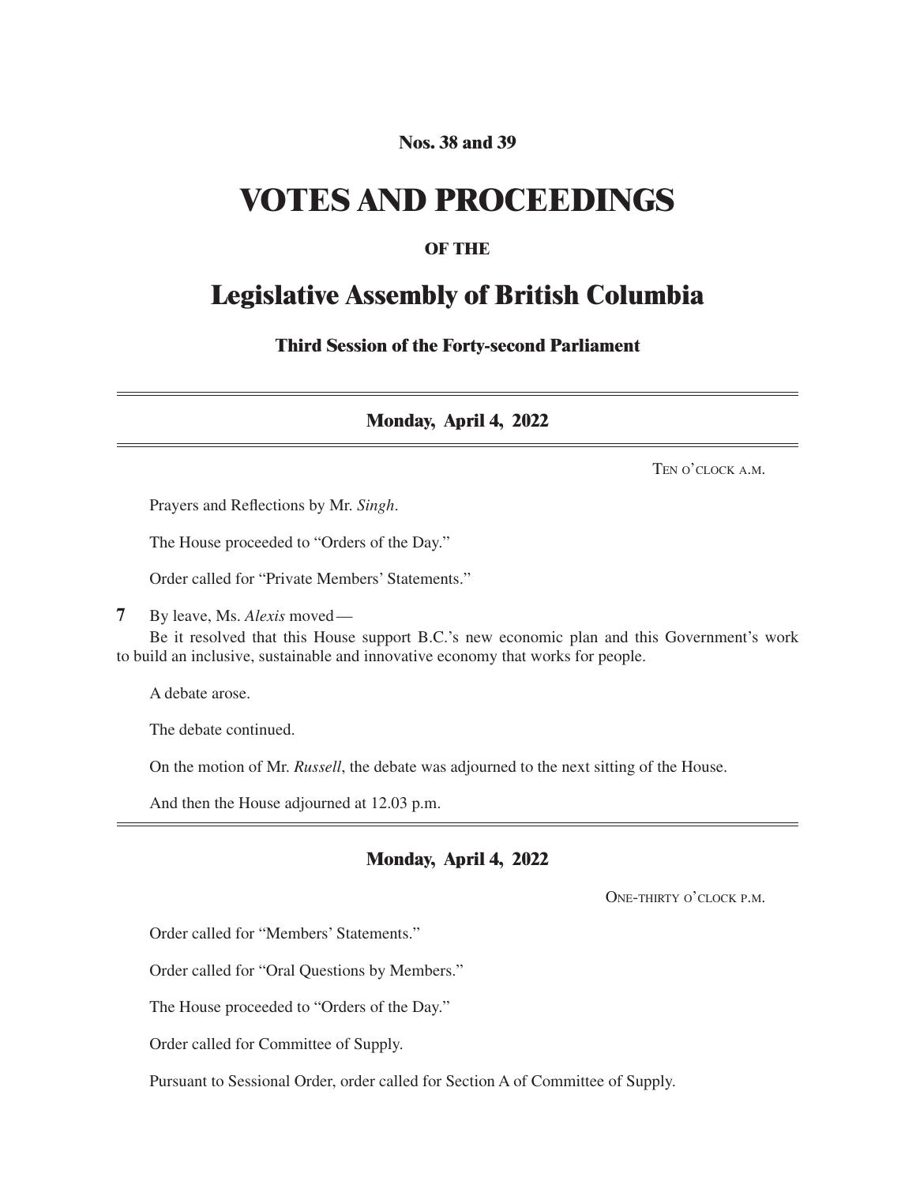**Nos. 38 and 39**

# VOTES AND PROCEEDINGS

**OF THE**

# Legislative Assembly of British Columbia

**Third Session of the Forty-second Parliament**

---

## Monday, April 4, 2022

TEN O'CLOCK A.M.

Prayers and Reflections by Mr. *Singh*.

The House proceeded to "Orders of the Day."

Order called for "Private Members' Statements."

**7** By leave, Ms. *Alexis* moved—

Be it resolved that this House support B.C.'s new economic plan and this Government's work to build an inclusive, sustainable and innovative economy that works for people.

A debate arose.

The debate continued.

On the motion of Mr. *Russell*, the debate was adjourned to the next sitting of the House.

And then the House adjourned at 12.03 p.m.

---

## Monday, April 4, 2022

ONE-THIRTY O'CLOCK P.M.

Order called for "Members' Statements."

Order called for "Oral Questions by Members."

The House proceeded to "Orders of the Day."

Order called for Committee of Supply.

Pursuant to Sessional Order, order called for Section A of Committee of Supply.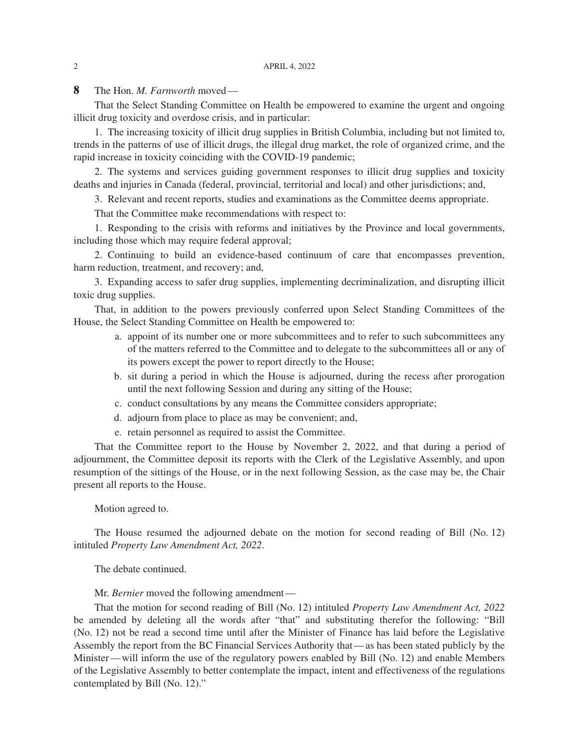**8** The Hon. *M. Farnworth* moved—

That the Select Standing Committee on Health be empowered to examine the urgent and ongoing illicit drug toxicity and overdose crisis, and in particular:

1. The increasing toxicity of illicit drug supplies in British Columbia, including but not limited to, trends in the patterns of use of illicit drugs, the illegal drug market, the role of organized crime, and the rapid increase in toxicity coinciding with the COVID-19 pandemic;

2. The systems and services guiding government responses to illicit drug supplies and toxicity deaths and injuries in Canada (federal, provincial, territorial and local) and other jurisdictions; and,

3. Relevant and recent reports, studies and examinations as the Committee deems appropriate.

That the Committee make recommendations with respect to:

1. Responding to the crisis with reforms and initiatives by the Province and local governments, including those which may require federal approval;

2. Continuing to build an evidence-based continuum of care that encompasses prevention, harm reduction, treatment, and recovery; and,

3. Expanding access to safer drug supplies, implementing decriminalization, and disrupting illicit toxic drug supplies.

That, in addition to the powers previously conferred upon Select Standing Committees of the House, the Select Standing Committee on Health be empowered to:

a. appoint of its number one or more subcommittees and to refer to such subcommittees any of the matters referred to the Committee and to delegate to the subcommittees all or any of its powers except the power to report directly to the House;

b. sit during a period in which the House is adjourned, during the recess after prorogation until the next following Session and during any sitting of the House;

c. conduct consultations by any means the Committee considers appropriate;

d. adjourn from place to place as may be convenient; and,

e. retain personnel as required to assist the Committee.

That the Committee report to the House by November 2, 2022, and that during a period of adjournment, the Committee deposit its reports with the Clerk of the Legislative Assembly, and upon resumption of the sittings of the House, or in the next following Session, as the case may be, the Chair present all reports to the House.

Motion agreed to.

The House resumed the adjourned debate on the motion for second reading of Bill (No. 12) intituled *Property Law Amendment Act, 2022*.

The debate continued.

Mr. *Bernier* moved the following amendment—

That the motion for second reading of Bill (No. 12) intituled *Property Law Amendment Act, 2022* be amended by deleting all the words after "that" and substituting therefor the following: "Bill (No. 12) not be read a second time until after the Minister of Finance has laid before the Legislative Assembly the report from the BC Financial Services Authority that—as has been stated publicly by the Minister—will inform the use of the regulatory powers enabled by Bill (No. 12) and enable Members of the Legislative Assembly to better contemplate the impact, intent and effectiveness of the regulations contemplated by Bill (No. 12)."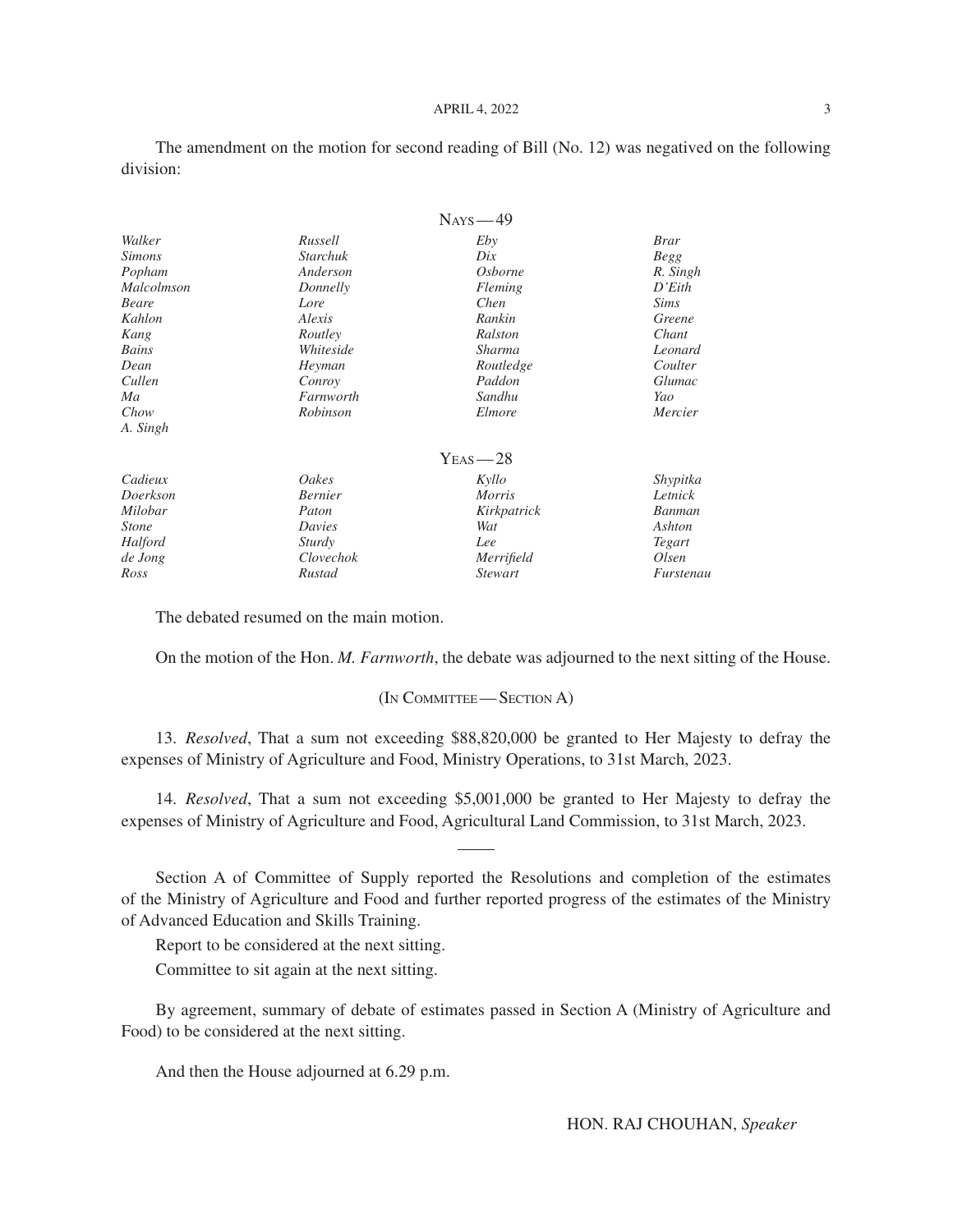The amendment on the motion for second reading of Bill (No. 12) was negatived on the following division:

NAYS — 49

| | | | |
|---|---|---|---|
| *Walker* | *Russell* | *Eby* | *Brar* |
| *Simons* | *Starchuk* | *Dix* | *Begg* |
| *Popham* | *Anderson* | *Osborne* | *R. Singh* |
| *Malcolmson* | *Donnelly* | *Fleming* | *D'Eith* |
| *Beare* | *Lore* | *Chen* | *Sims* |
| *Kahlon* | *Alexis* | *Rankin* | *Greene* |
| *Kang* | *Routley* | *Ralston* | *Chant* |
| *Bains* | *Whiteside* | *Sharma* | *Leonard* |
| *Dean* | *Heyman* | *Routledge* | *Coulter* |
| *Cullen* | *Conroy* | *Paddon* | *Glumac* |
| *Ma* | *Farnworth* | *Sandhu* | *Yao* |
| *Chow* | *Robinson* | *Elmore* | *Mercier* |
| *A. Singh* | | | |

YEAS — 28

| | | | |
|---|---|---|---|
| *Cadieux* | *Oakes* | *Kyllo* | *Shypitka* |
| *Doerkson* | *Bernier* | *Morris* | *Letnick* |
| *Milobar* | *Paton* | *Kirkpatrick* | *Banman* |
| *Stone* | *Davies* | *Wat* | *Ashton* |
| *Halford* | *Sturdy* | *Lee* | *Tegart* |
| *de Jong* | *Clovechok* | *Merrifield* | *Olsen* |
| *Ross* | *Rustad* | *Stewart* | *Furstenau* |

The debated resumed on the main motion.

On the motion of the Hon. *M. Farnworth*, the debate was adjourned to the next sitting of the House.

(IN COMMITTEE — SECTION A)

13. *Resolved*, That a sum not exceeding $88,820,000 be granted to Her Majesty to defray the expenses of Ministry of Agriculture and Food, Ministry Operations, to 31st March, 2023.

14. *Resolved*, That a sum not exceeding $5,001,000 be granted to Her Majesty to defray the expenses of Ministry of Agriculture and Food, Agricultural Land Commission, to 31st March, 2023.

---

Section A of Committee of Supply reported the Resolutions and completion of the estimates of the Ministry of Agriculture and Food and further reported progress of the estimates of the Ministry of Advanced Education and Skills Training.

Report to be considered at the next sitting.

Committee to sit again at the next sitting.

By agreement, summary of debate of estimates passed in Section A (Ministry of Agriculture and Food) to be considered at the next sitting.

And then the House adjourned at 6.29 p.m.

HON. RAJ CHOUHAN, *Speaker*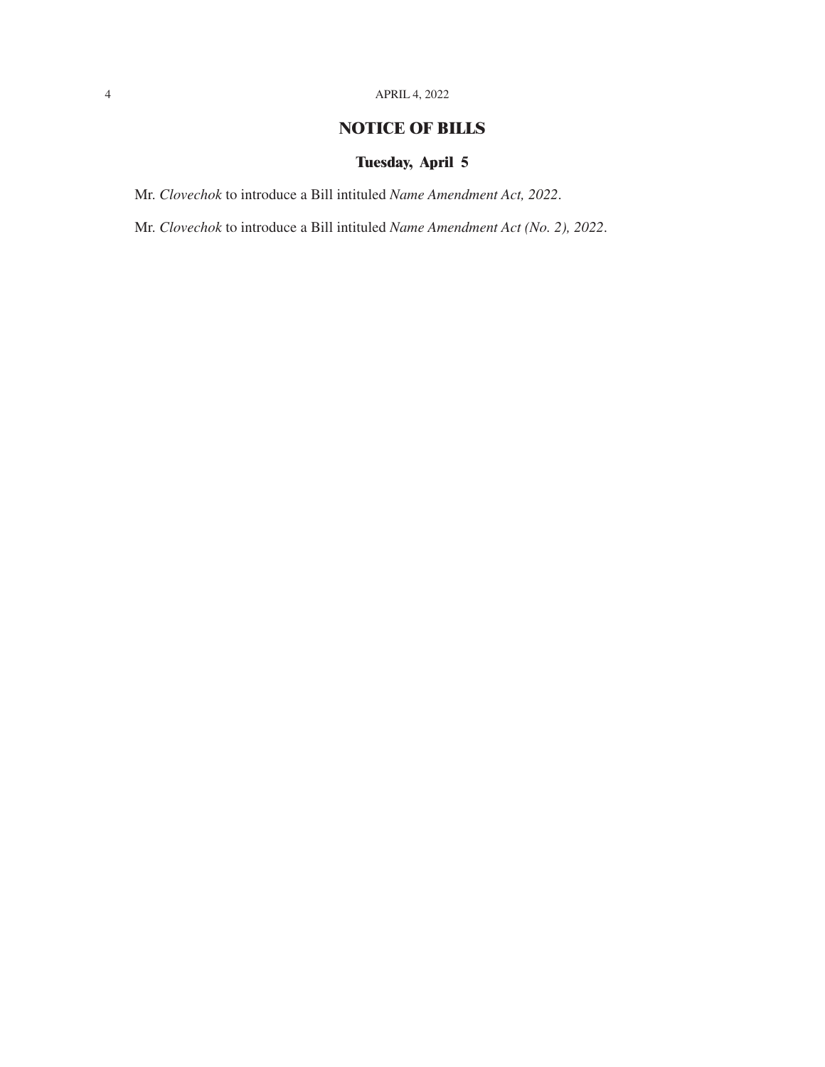## NOTICE OF BILLS

### Tuesday, April 5

Mr. *Clovechok* to introduce a Bill intituled *Name Amendment Act, 2022*.

Mr. *Clovechok* to introduce a Bill intituled *Name Amendment Act (No. 2), 2022*.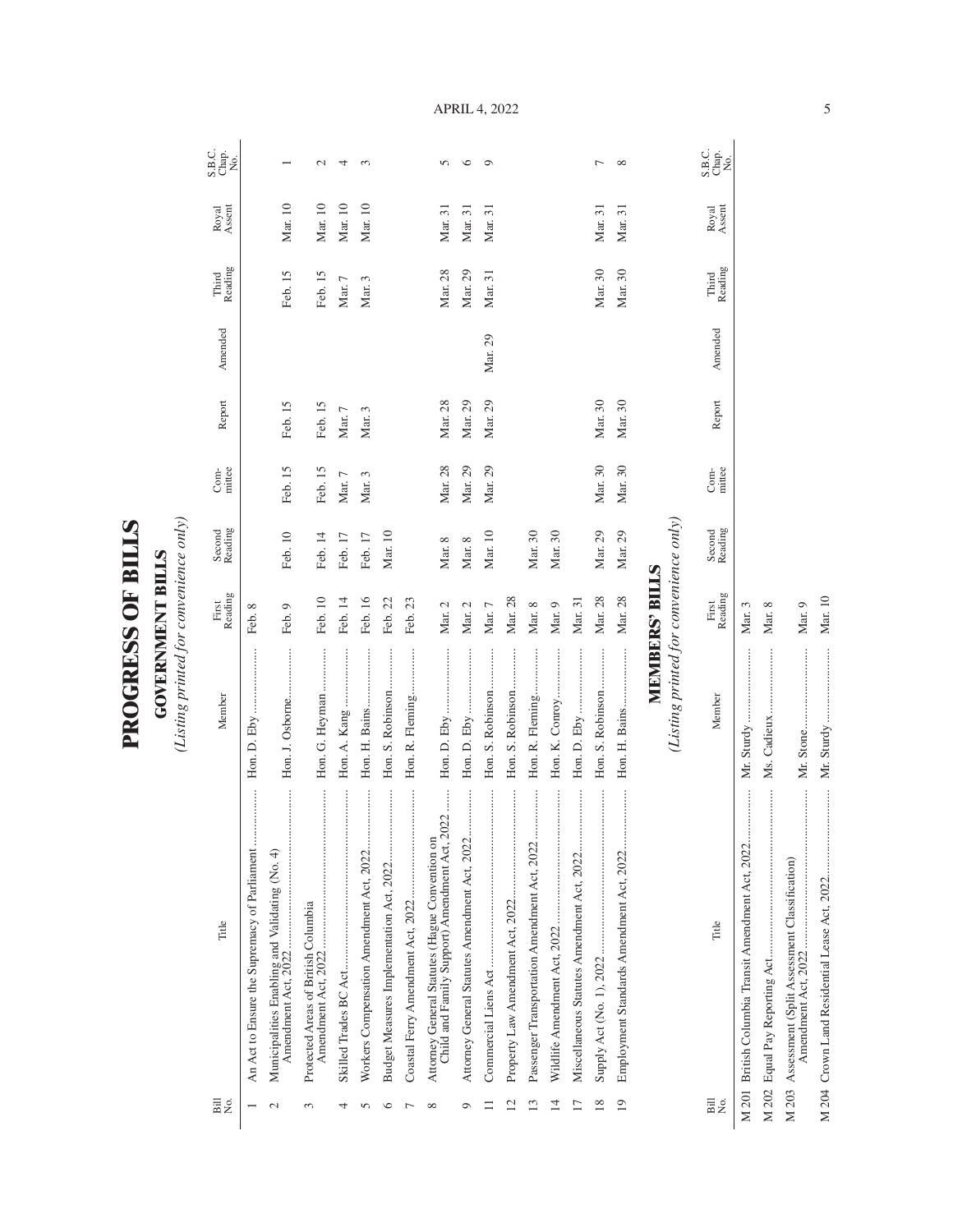# PROGRESS OF BILLS

## GOVERNMENT BILLS

*(Listing printed for convenience only)*

| Bill No. | Title | Member | First Reading | Second Reading | Com-mittee | Report | Amended | Third Reading | Royal Assent | S.B.C. Chap. No. |
|---|---|---|---|---|---|---|---|---|---|---|
| 1 | An Act to Ensure the Supremacy of Parliament | Hon. D. Eby | Feb. 8 | | | | | | | |
| 2 | Municipalities Enabling and Validating (No. 4) Amendment Act, 2022 | Hon. J. Osborne | Feb. 9 | Feb. 10 | Feb. 15 | Feb. 15 | | Feb. 15 | Mar. 10 | 1 |
| 3 | Protected Areas of British Columbia Amendment Act, 2022 | Hon. G. Heyman | Feb. 10 | Feb. 14 | Feb. 15 | Feb. 15 | | Feb. 15 | Mar. 10 | 2 |
| 4 | Skilled Trades BC Act | Hon. A. Kang | Feb. 14 | Feb. 17 | Mar. 7 | Mar. 7 | | Mar. 7 | Mar. 10 | 4 |
| 5 | Workers Compensation Amendment Act, 2022 | Hon. H. Bains | Feb. 16 | Feb. 17 | Mar. 3 | Mar. 3 | | Mar. 3 | Mar. 10 | 3 |
| 6 | Budget Measures Implementation Act, 2022 | Hon. S. Robinson | Feb. 22 | Mar. 10 | | | | | | |
| 7 | Coastal Ferry Amendment Act, 2022 | Hon. R. Fleming | Feb. 23 | | | | | | | |
| 8 | Attorney General Statutes (Hague Convention on Child and Family Support) Amendment Act, 2022 | Hon. D. Eby | Mar. 2 | Mar. 8 | Mar. 28 | Mar. 28 | | Mar. 28 | Mar. 31 | 5 |
| 9 | Attorney General Statutes Amendment Act, 2022 | Hon. D. Eby | Mar. 2 | Mar. 8 | Mar. 29 | Mar. 29 | | Mar. 29 | Mar. 31 | 6 |
| 11 | Commercial Liens Act | Hon. S. Robinson | Mar. 7 | Mar. 10 | Mar. 29 | Mar. 29 | Mar. 29 | Mar. 31 | Mar. 31 | 9 |
| 12 | Property Law Amendment Act, 2022 | Hon. S. Robinson | Mar. 28 | | | | | | | |
| 13 | Passenger Transportation Amendment Act, 2022 | Hon. R. Fleming | Mar. 8 | Mar. 30 | | | | | | |
| 14 | Wildlife Amendment Act, 2022 | Hon. K. Conroy | Mar. 9 | Mar. 30 | | | | | | |
| 17 | Miscellaneous Statutes Amendment Act, 2022 | Hon. D. Eby | Mar. 31 | | | | | | | |
| 18 | Supply Act (No. 1), 2022 | Hon. S. Robinson | Mar. 28 | Mar. 29 | Mar. 30 | Mar. 30 | | Mar. 30 | Mar. 31 | 7 |
| 19 | Employment Standards Amendment Act, 2022 | Hon. H. Bains | Mar. 28 | Mar. 29 | Mar. 30 | Mar. 30 | | Mar. 30 | Mar. 31 | 8 |

## MEMBERS' BILLS

*(Listing printed for convenience only)*

| Bill No. | Title | Member | First Reading | Second Reading | Com-mittee | Report | Amended | Third Reading | Royal Assent | S.B.C. Chap. No. |
|---|---|---|---|---|---|---|---|---|---|---|
| M 201 | British Columbia Transit Amendment Act, 2022 | Mr. Sturdy | Mar. 3 | | | | | | | |
| M 202 | Equal Pay Reporting Act | Ms. Cadieux | Mar. 8 | | | | | | | |
| M 203 | Assessment (Split Assessment Classification) Amendment Act, 2022 | Mr. Stone | Mar. 9 | | | | | | | |
| M 204 | Crown Land Residential Lease Act, 2022 | Mr. Sturdy | Mar. 10 | | | | | | | |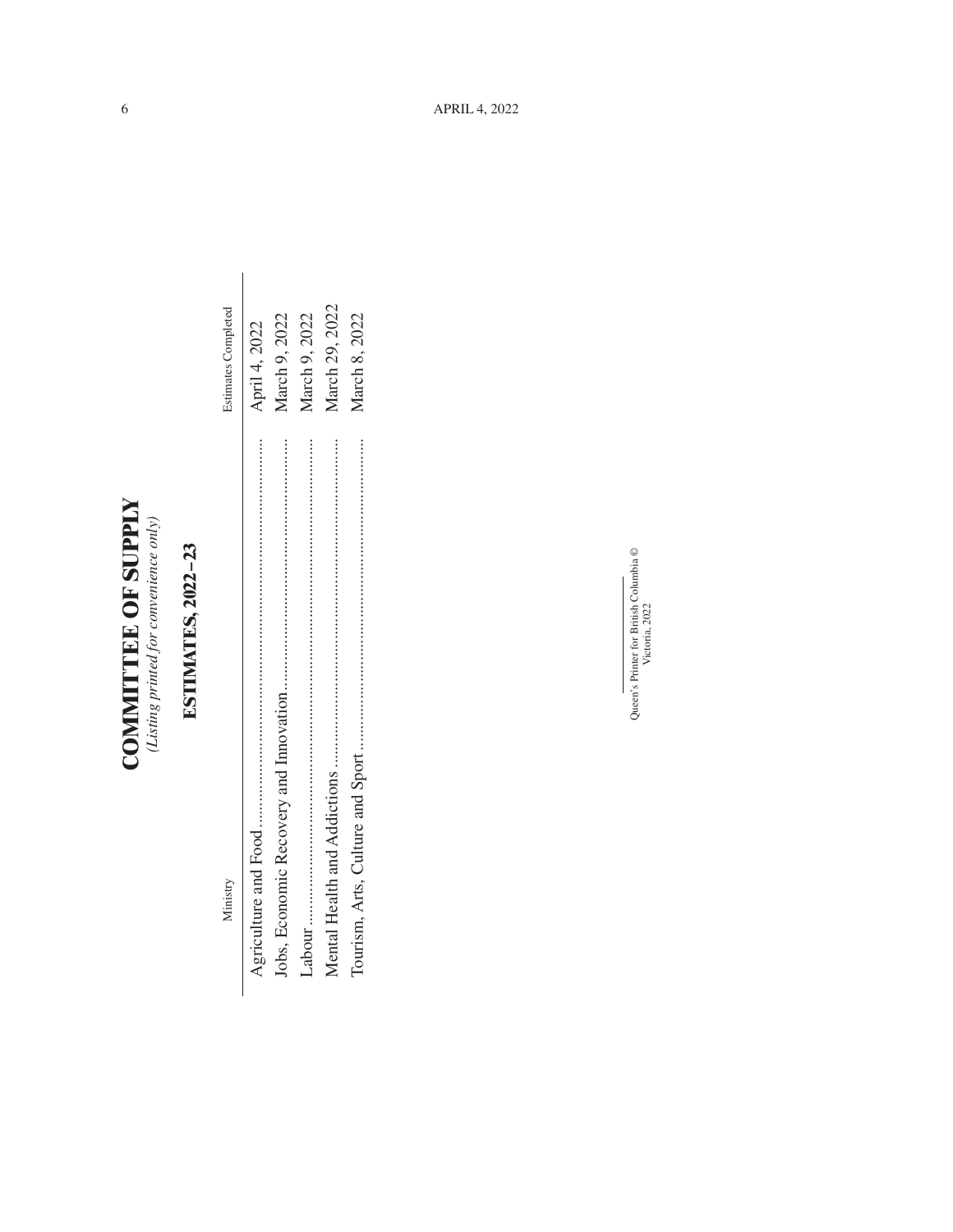# COMMITTEE OF SUPPLY

*(Listing printed for convenience only)*

## ESTIMATES, 2022–23

| Ministry | Estimates Completed |
|---|---|
| Agriculture and Food | April 4, 2022 |
| Jobs, Economic Recovery and Innovation | March 9, 2022 |
| Labour | March 9, 2022 |
| Mental Health and Addictions | March 29, 2022 |
| Tourism, Arts, Culture and Sport | March 8, 2022 |

Queen's Printer for British Columbia ©
Victoria, 2022